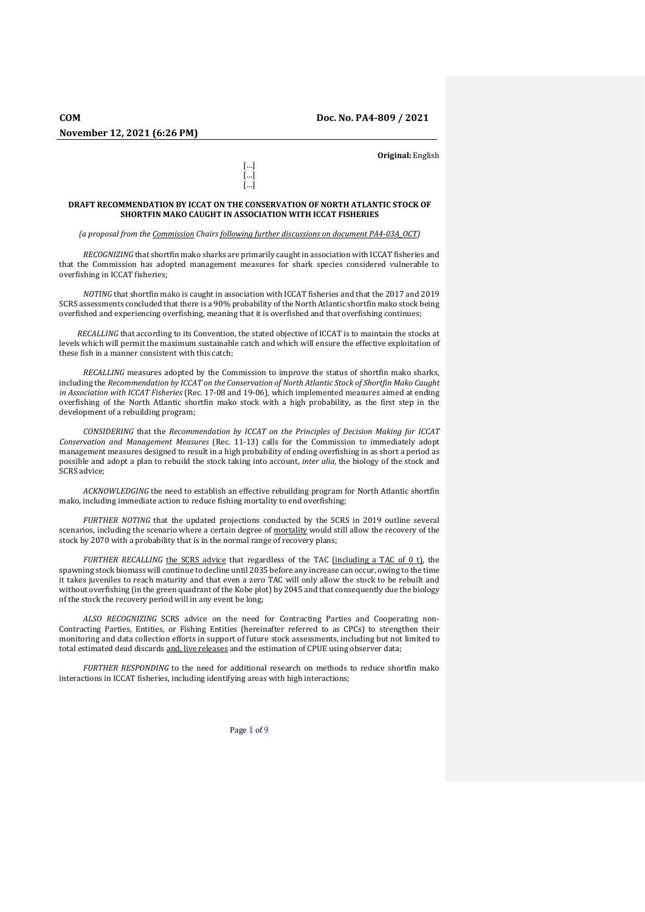**COM** **Doc. No. PA4-809 / 2021**

**November 12, 2021 (6:26 PM)**

**Original:** English

[…]
[…]
[…]

**DRAFT RECOMMENDATION BY ICCAT ON THE CONSERVATION OF NORTH ATLANTIC STOCK OF SHORTFIN MAKO CAUGHT IN ASSOCIATION WITH ICCAT FISHERIES**

*(a proposal from the Commission Chairs following further discussions on document PA4-03A_OCT)*

*RECOGNIZING* that shortfin mako sharks are primarily caught in association with ICCAT fisheries and that the Commission has adopted management measures for shark species considered vulnerable to overfishing in ICCAT fisheries;

*NOTING* that shortfin mako is caught in association with ICCAT fisheries and that the 2017 and 2019 SCRS assessments concluded that there is a 90% probability of the North Atlantic shortfin mako stock being overfished and experiencing overfishing, meaning that it is overfished and that overfishing continues;

*RECALLING* that according to its Convention, the stated objective of ICCAT is to maintain the stocks at levels which will permit the maximum sustainable catch and which will ensure the effective exploitation of these fish in a manner consistent with this catch;

*RECALLING* measures adopted by the Commission to improve the status of shortfin mako sharks, including the *Recommendation by ICCAT on the Conservation of North Atlantic Stock of Shortfin Mako Caught in Association with ICCAT Fisheries* (Rec. 17-08 and 19-06), which implemented measures aimed at ending overfishing of the North Atlantic shortfin mako stock with a high probability, as the first step in the development of a rebuilding program;

*CONSIDERING* that the *Recommendation by ICCAT on the Principles of Decision Making for ICCAT Conservation and Management Measures* (Rec. 11-13) calls for the Commission to immediately adopt management measures designed to result in a high probability of ending overfishing in as short a period as possible and adopt a plan to rebuild the stock taking into account, *inter alia*, the biology of the stock and SCRS advice;

*ACKNOWLEDGING* the need to establish an effective rebuilding program for North Atlantic shortfin mako, including immediate action to reduce fishing mortality to end overfishing;

*FURTHER NOTING* that the updated projections conducted by the SCRS in 2019 outline several scenarios, including the scenario where a certain degree of mortality would still allow the recovery of the stock by 2070 with a probability that is in the normal range of recovery plans;

*FURTHER RECALLING* the SCRS advice that regardless of the TAC (including a TAC of 0 t), the spawning stock biomass will continue to decline until 2035 before any increase can occur, owing to the time it takes juveniles to reach maturity and that even a zero TAC will only allow the stock to be rebuilt and without overfishing (in the green quadrant of the Kobe plot) by 2045 and that consequently due the biology of the stock the recovery period will in any event be long;

*ALSO RECOGNIZING* SCRS advice on the need for Contracting Parties and Cooperating non-Contracting Parties, Entities, or Fishing Entities (hereinafter referred to as CPCs) to strengthen their monitoring and data collection efforts in support of future stock assessments, including but not limited to total estimated dead discards and, live releases and the estimation of CPUE using observer data;

*FURTHER RESPONDING* to the need for additional research on methods to reduce shortfin mako interactions in ICCAT fisheries, including identifying areas with high interactions;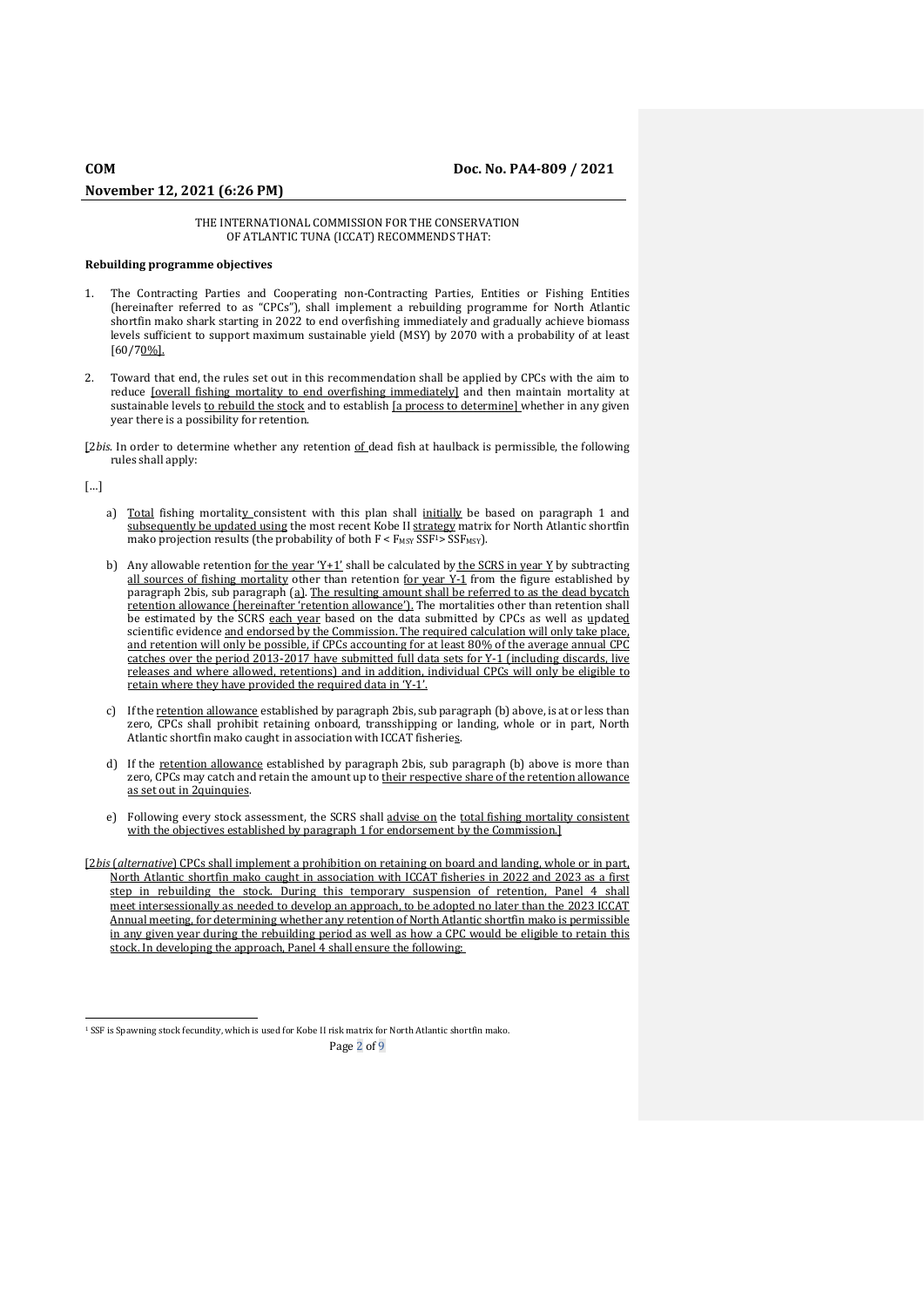THE INTERNATIONAL COMMISSION FOR THE CONSERVATION OF ATLANTIC TUNA (ICCAT) RECOMMENDS THAT:

**Rebuilding programme objectives**

1. The Contracting Parties and Cooperating non-Contracting Parties, Entities or Fishing Entities (hereinafter referred to as "CPCs"), shall implement a rebuilding programme for North Atlantic shortfin mako shark starting in 2022 to end overfishing immediately and gradually achieve biomass levels sufficient to support maximum sustainable yield (MSY) by 2070 with a probability of at least [60/70%].

2. Toward that end, the rules set out in this recommendation shall be applied by CPCs with the aim to reduce [overall fishing mortality to end overfishing immediately] and then maintain mortality at sustainable levels to rebuild the stock and to establish [a process to determine] whether in any given year there is a possibility for retention.

[2*bis*. In order to determine whether any retention of dead fish at haulback is permissible, the following rules shall apply:

[…]

a) Total fishing mortality consistent with this plan shall initially be based on paragraph 1 and subsequently be updated using the most recent Kobe II strategy matrix for North Atlantic shortfin mako projection results (the probability of both $F < F_{MSY}$ SSF[1] > $SSF_{MSY}$).

b) Any allowable retention for the year 'Y+1' shall be calculated by the SCRS in year Y by subtracting all sources of fishing mortality other than retention for year Y-1 from the figure established by paragraph 2bis, sub paragraph (a). The resulting amount shall be referred to as the dead bycatch retention allowance (hereinafter 'retention allowance'). The mortalities other than retention shall be estimated by the SCRS each year based on the data submitted by CPCs as well as updated scientific evidence and endorsed by the Commission. The required calculation will only take place, and retention will only be possible, if CPCs accounting for at least 80% of the average annual CPC catches over the period 2013-2017 have submitted full data sets for Y-1 (including discards, live releases and where allowed, retentions) and in addition, individual CPCs will only be eligible to retain where they have provided the required data in 'Y-1'.

c) If the retention allowance established by paragraph 2bis, sub paragraph (b) above, is at or less than zero, CPCs shall prohibit retaining onboard, transshipping or landing, whole or in part, North Atlantic shortfin mako caught in association with ICCAT fisheries.

d) If the retention allowance established by paragraph 2bis, sub paragraph (b) above is more than zero, CPCs may catch and retain the amount up to their respective share of the retention allowance as set out in 2quinquies.

e) Following every stock assessment, the SCRS shall advise on the total fishing mortality consistent with the objectives established by paragraph 1 for endorsement by the Commission.]

[2*bis* (*alternative*) CPCs shall implement a prohibition on retaining on board and landing, whole or in part, North Atlantic shortfin mako caught in association with ICCAT fisheries in 2022 and 2023 as a first step in rebuilding the stock. During this temporary suspension of retention, Panel 4 shall meet intersessionally as needed to develop an approach, to be adopted no later than the 2023 ICCAT Annual meeting, for determining whether any retention of North Atlantic shortfin mako is permissible in any given year during the rebuilding period as well as how a CPC would be eligible to retain this stock. In developing the approach, Panel 4 shall ensure the following:

[1] SSF is Spawning stock fecundity, which is used for Kobe II risk matrix for North Atlantic shortfin mako.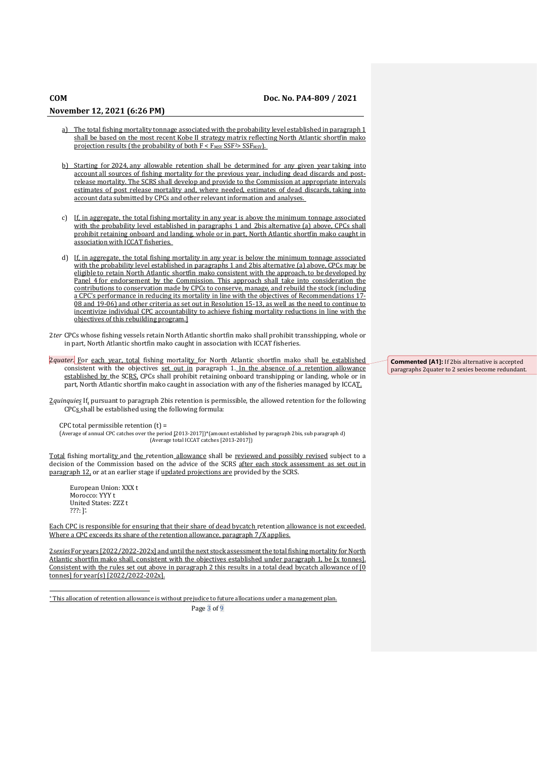a) The total fishing mortality tonnage associated with the probability level established in paragraph 1 shall be based on the most recent Kobe II strategy matrix reflecting North Atlantic shortfin mako projection results (the probability of both $F < F_{MSY}$ $SSF^2 > SSF_{MSY}$).

b) Starting for 2024, any allowable retention shall be determined for any given year taking into account all sources of fishing mortality for the previous year, including dead discards and post-release mortality. The SCRS shall develop and provide to the Commission at appropriate intervals estimates of post release mortality and, where needed, estimates of dead discards, taking into account data submitted by CPCs and other relevant information and analyses.

c) If, in aggregate, the total fishing mortality in any year is above the minimum tonnage associated with the probability level established in paragraphs 1 and 2bis alternative (a) above, CPCs shall prohibit retaining onboard and landing, whole or in part, North Atlantic shortfin mako caught in association with ICCAT fisheries.

d) If, in aggregate, the total fishing mortality in any year is below the minimum tonnage associated with the probability level established in paragraphs 1 and 2bis alternative (a) above, CPCs may be eligible to retain North Atlantic shortfin mako consistent with the approach, to be developed by Panel 4 for endorsement by the Commission. This approach shall take into consideration the contributions to conservation made by CPCs to conserve, manage, and rebuild the stock (including a CPC's performance in reducing its mortality in line with the objectives of Recommendations 17-08 and 19-06) and other criteria as set out in Resolution 15-13, as well as the need to continue to incentivize individual CPC accountability to achieve fishing mortality reductions in line with the objectives of this rebuilding program.]

2*ter* CPCs whose fishing vessels retain North Atlantic shortfin mako shall prohibit transshipping, whole or in part, North Atlantic shortfin mako caught in association with ICCAT fisheries.

2*quater*. For each year, total fishing mortality for North Atlantic shortfin mako shall be established consistent with the objectives set out in paragraph 1. In the absence of a retention allowance established by the SCRS, CPCs shall prohibit retaining onboard transhipping or landing, whole or in part, North Atlantic shortfin mako caught in association with any of the fisheries managed by ICCAT.

**Commented [A1]:** If 2bis alternative is accepted paragraphs 2quater to 2 sexies become redundant.

2*quinquies* If, pursuant to paragraph 2bis retention is permissible, the allowed retention for the following CPCs shall be established using the following formula:

CPC total permissible retention (t) =

$$\frac{\text{(Average of annual CPC catches over the period [2013-2017])*(amount established by paragraph 2bis, sub paragraph d)}}{\text{(Average total ICCAT catches [2013-2017])}}$$

Total fishing mortality and the retention allowance shall be reviewed and possibly revised subject to a decision of the Commission based on the advice of the SCRS after each stock assessment as set out in paragraph 12, or at an earlier stage if updated projections are provided by the SCRS.

European Union: XXX t
Morocco: YYY t
United States: ZZZ t
???: ][*]

Each CPC is responsible for ensuring that their share of dead bycatch retention allowance is not exceeded. Where a CPC exceeds its share of the retention allowance, paragraph 7/X applies.

2*sexies* For years [2022/2022-202x] and until the next stock assessment the total fishing mortality for North Atlantic shortfin mako shall, consistent with the objectives established under paragraph 1, be [x tonnes]. Consistent with the rules set out above in paragraph 2 this results in a total dead bycatch allowance of [0 tonnes] for year(s) [2022/2022-202x].

---

[*] This allocation of retention allowance is without prejudice to future allocations under a management plan.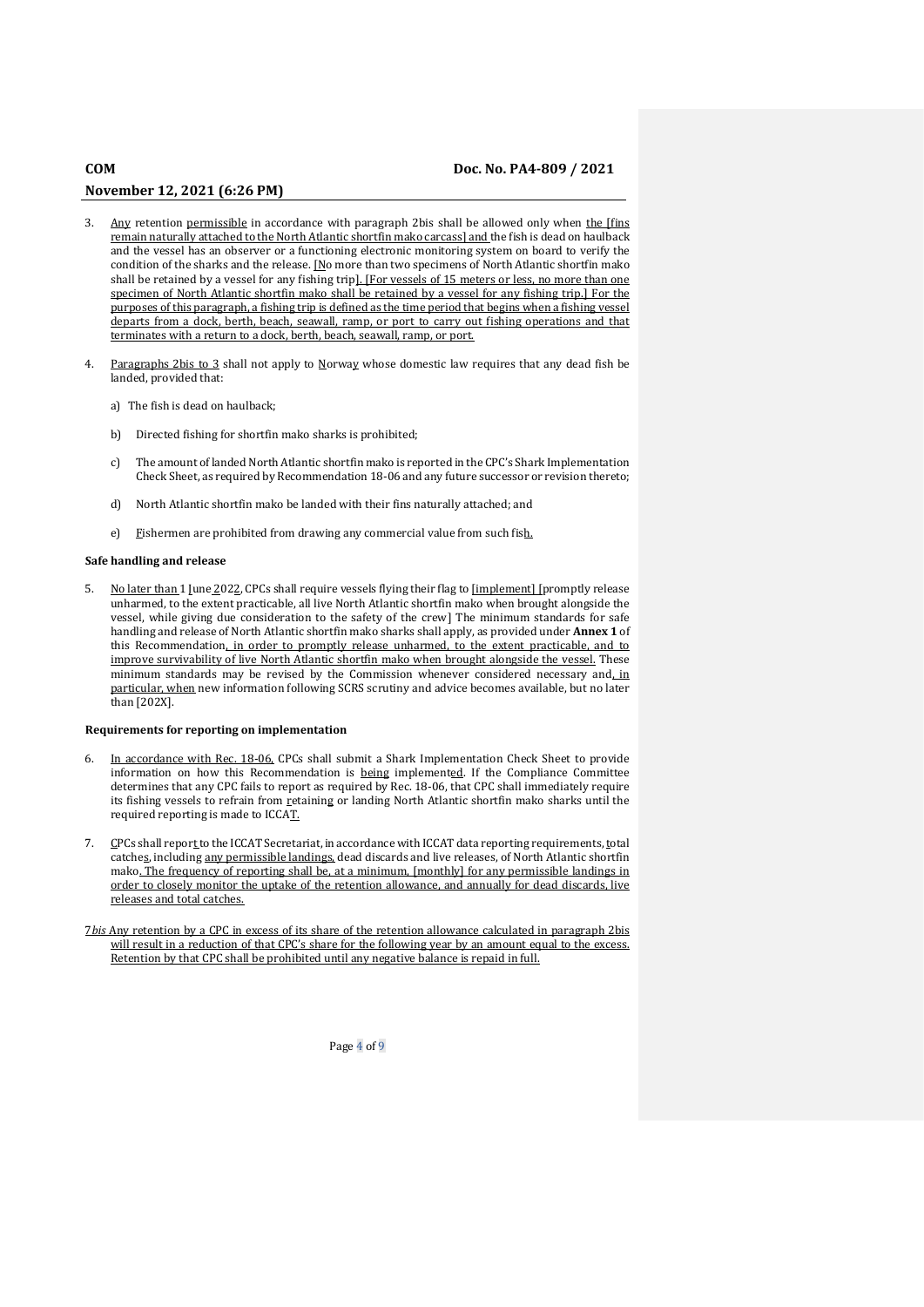3. Any retention permissible in accordance with paragraph 2bis shall be allowed only when the [fins remain naturally attached to the North Atlantic shortfin mako carcass] and the fish is dead on haulback and the vessel has an observer or a functioning electronic monitoring system on board to verify the condition of the sharks and the release. [No more than two specimens of North Atlantic shortfin mako shall be retained by a vessel for any fishing trip]. [For vessels of 15 meters or less, no more than one specimen of North Atlantic shortfin mako shall be retained by a vessel for any fishing trip.] For the purposes of this paragraph, a fishing trip is defined as the time period that begins when a fishing vessel departs from a dock, berth, beach, seawall, ramp, or port to carry out fishing operations and that terminates with a return to a dock, berth, beach, seawall, ramp, or port.

4. Paragraphs 2bis to 3 shall not apply to Norway whose domestic law requires that any dead fish be landed, provided that:

   a) The fish is dead on haulback;

   b) Directed fishing for shortfin mako sharks is prohibited;

   c) The amount of landed North Atlantic shortfin mako is reported in the CPC's Shark Implementation Check Sheet, as required by Recommendation 18-06 and any future successor or revision thereto;

   d) North Atlantic shortfin mako be landed with their fins naturally attached; and

   e) Fishermen are prohibited from drawing any commercial value from such fish.

**Safe handling and release**

5. No later than 1 June 2022, CPCs shall require vessels flying their flag to [implement] [promptly release unharmed, to the extent practicable, all live North Atlantic shortfin mako when brought alongside the vessel, while giving due consideration to the safety of the crew] The minimum standards for safe handling and release of North Atlantic shortfin mako sharks shall apply, as provided under **Annex 1** of this Recommendation, in order to promptly release unharmed, to the extent practicable, and to improve survivability of live North Atlantic shortfin mako when brought alongside the vessel. These minimum standards may be revised by the Commission whenever considered necessary and, in particular, when new information following SCRS scrutiny and advice becomes available, but no later than [202X].

**Requirements for reporting on implementation**

6. In accordance with Rec. 18-06, CPCs shall submit a Shark Implementation Check Sheet to provide information on how this Recommendation is being implemented. If the Compliance Committee determines that any CPC fails to report as required by Rec. 18-06, that CPC shall immediately require its fishing vessels to refrain from retaining or landing North Atlantic shortfin mako sharks until the required reporting is made to ICCAT.

7. CPCs shall report to the ICCAT Secretariat, in accordance with ICCAT data reporting requirements, total catches, including any permissible landings, dead discards and live releases, of North Atlantic shortfin mako. The frequency of reporting shall be, at a minimum, [monthly] for any permissible landings in order to closely monitor the uptake of the retention allowance, and annually for dead discards, live releases and total catches.

7*bis* Any retention by a CPC in excess of its share of the retention allowance calculated in paragraph 2bis will result in a reduction of that CPC's share for the following year by an amount equal to the excess. Retention by that CPC shall be prohibited until any negative balance is repaid in full.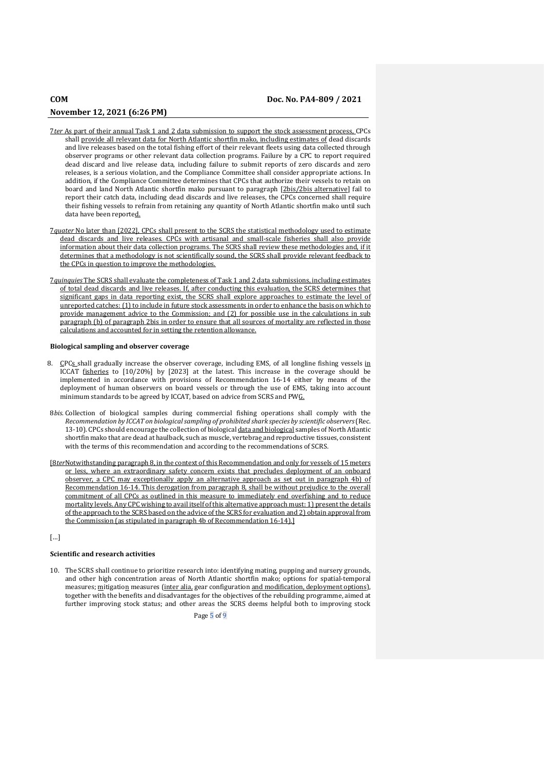7*ter* As part of their annual Task 1 and 2 data submission to support the stock assessment process, CPCs shall provide all relevant data for North Atlantic shortfin mako, including estimates of dead discards and live releases based on the total fishing effort of their relevant fleets using data collected through observer programs or other relevant data collection programs. Failure by a CPC to report required dead discard and live release data, including failure to submit reports of zero discards and zero releases, is a serious violation, and the Compliance Committee shall consider appropriate actions. In addition, if the Compliance Committee determines that CPCs that authorize their vessels to retain on board and land North Atlantic shortfin mako pursuant to paragraph [2bis/2bis alternative] fail to report their catch data, including dead discards and live releases, the CPCs concerned shall require their fishing vessels to refrain from retaining any quantity of North Atlantic shortfin mako until such data have been reported.

7*quater* No later than [2022], CPCs shall present to the SCRS the statistical methodology used to estimate dead discards and live releases. CPCs with artisanal and small-scale fisheries shall also provide information about their data collection programs. The SCRS shall review these methodologies and, if it determines that a methodology is not scientifically sound, the SCRS shall provide relevant feedback to the CPCs in question to improve the methodologies.

7*quinquies* The SCRS shall evaluate the completeness of Task 1 and 2 data submissions, including estimates of total dead discards and live releases. If, after conducting this evaluation, the SCRS determines that significant gaps in data reporting exist, the SCRS shall explore approaches to estimate the level of unreported catches: (1) to include in future stock assessments in order to enhance the basis on which to provide management advice to the Commission; and (2) for possible use in the calculations in sub paragraph (b) of paragraph 2bis in order to ensure that all sources of mortality are reflected in those calculations and accounted for in setting the retention allowance.

**Biological sampling and observer coverage**

8. CPCs shall gradually increase the observer coverage, including EMS, of all longline fishing vessels in ICCAT fisheries to [10/20%] by [2023] at the latest. This increase in the coverage should be implemented in accordance with provisions of Recommendation 16-14 either by means of the deployment of human observers on board vessels or through the use of EMS, taking into account minimum standards to be agreed by ICCAT, based on advice from SCRS and PWG.

8*bis*. Collection of biological samples during commercial fishing operations shall comply with the *Recommendation by ICCAT on biological sampling of prohibited shark species by scientific observers* (Rec. 13-10). CPCs should encourage the collection of biological data and biological samples of North Atlantic shortfin mako that are dead at haulback, such as muscle, vertebrae and reproductive tissues, consistent with the terms of this recommendation and according to the recommendations of SCRS.

[8*ter* Notwithstanding paragraph 8, in the context of this Recommendation and only for vessels of 15 meters or less, where an extraordinary safety concern exists that precludes deployment of an onboard observer, a CPC may exceptionally apply an alternative approach as set out in paragraph 4b) of Recommendation 16-14. This derogation from paragraph 8, shall be without prejudice to the overall commitment of all CPCs as outlined in this measure to immediately end overfishing and to reduce mortality levels. Any CPC wishing to avail itself of this alternative approach must: 1) present the details of the approach to the SCRS based on the advice of the SCRS for evaluation and 2) obtain approval from the Commission (as stipulated in paragraph 4b of Recommendation 16-14).]

[…]

**Scientific and research activities**

10. The SCRS shall continue to prioritize research into: identifying mating, pupping and nursery grounds, and other high concentration areas of North Atlantic shortfin mako; options for spatial-temporal measures; mitigation measures (inter alia, gear configuration and modification, deployment options), together with the benefits and disadvantages for the objectives of the rebuilding programme, aimed at further improving stock status; and other areas the SCRS deems helpful both to improving stock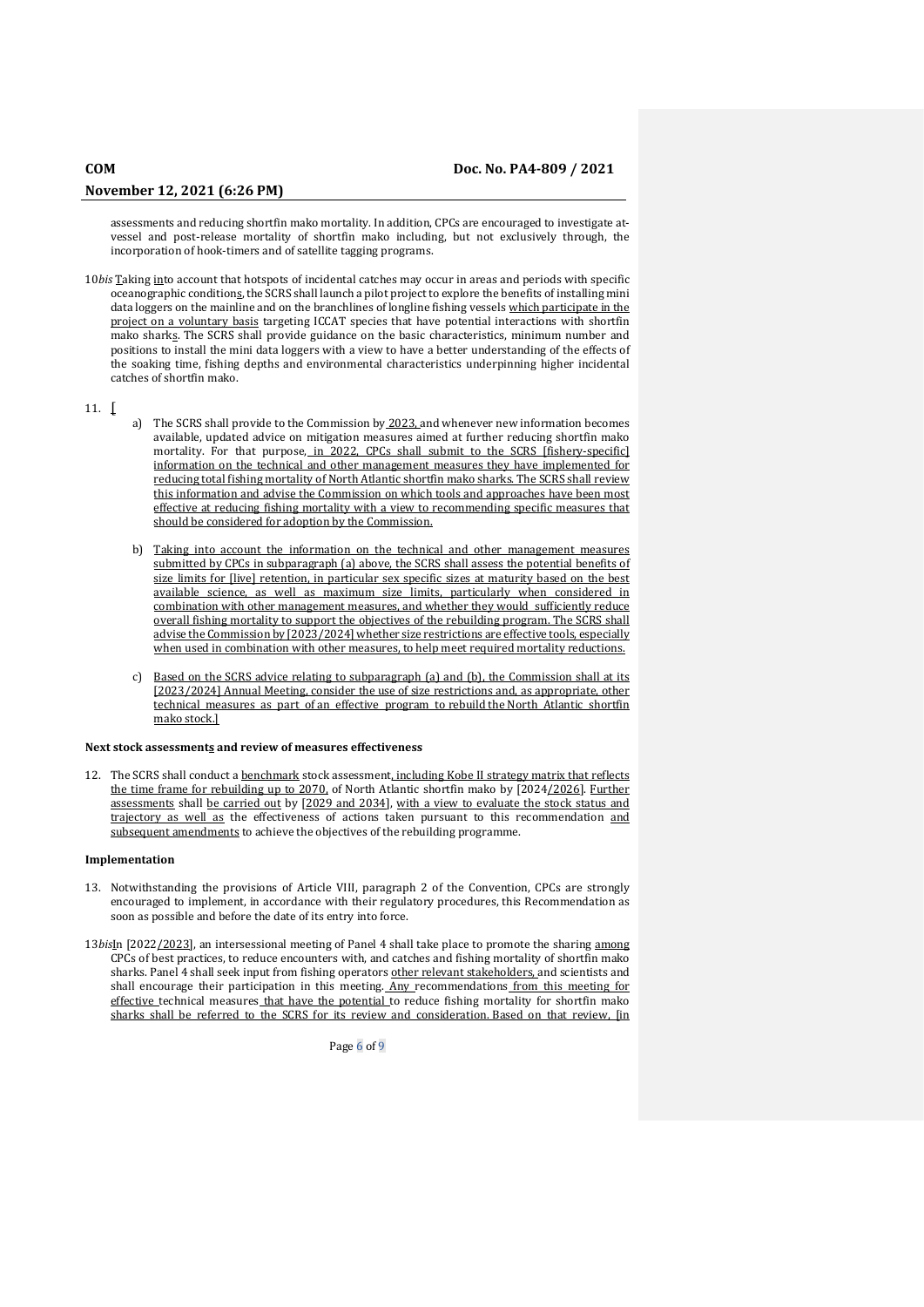assessments and reducing shortfin mako mortality. In addition, CPCs are encouraged to investigate at-vessel and post-release mortality of shortfin mako including, but not exclusively through, the incorporation of hook-timers and of satellite tagging programs.

10*bis* Taking into account that hotspots of incidental catches may occur in areas and periods with specific oceanographic conditions, the SCRS shall launch a pilot project to explore the benefits of installing mini data loggers on the mainline and on the branchlines of longline fishing vessels which participate in the project on a voluntary basis targeting ICCAT species that have potential interactions with shortfin mako sharks. The SCRS shall provide guidance on the basic characteristics, minimum number and positions to install the mini data loggers with a view to have a better understanding of the effects of the soaking time, fishing depths and environmental characteristics underpinning higher incidental catches of shortfin mako.

11. [

a) The SCRS shall provide to the Commission by 2023, and whenever new information becomes available, updated advice on mitigation measures aimed at further reducing shortfin mako mortality. For that purpose, in 2022, CPCs shall submit to the SCRS [fishery-specific] information on the technical and other management measures they have implemented for reducing total fishing mortality of North Atlantic shortfin mako sharks. The SCRS shall review this information and advise the Commission on which tools and approaches have been most effective at reducing fishing mortality with a view to recommending specific measures that should be considered for adoption by the Commission.

b) Taking into account the information on the technical and other management measures submitted by CPCs in subparagraph (a) above, the SCRS shall assess the potential benefits of size limits for [live] retention, in particular sex specific sizes at maturity based on the best available science, as well as maximum size limits, particularly when considered in combination with other management measures, and whether they would sufficiently reduce overall fishing mortality to support the objectives of the rebuilding program. The SCRS shall advise the Commission by [2023/2024] whether size restrictions are effective tools, especially when used in combination with other measures, to help meet required mortality reductions.

c) Based on the SCRS advice relating to subparagraph (a) and (b), the Commission shall at its [2023/2024] Annual Meeting, consider the use of size restrictions and, as appropriate, other technical measures as part of an effective program to rebuild the North Atlantic shortfin mako stock.]

**Next stock assessments and review of measures effectiveness**

12. The SCRS shall conduct a benchmark stock assessment, including Kobe II strategy matrix that reflects the time frame for rebuilding up to 2070, of North Atlantic shortfin mako by [2024/2026]. Further assessments shall be carried out by [2029 and 2034], with a view to evaluate the stock status and trajectory as well as the effectiveness of actions taken pursuant to this recommendation and subsequent amendments to achieve the objectives of the rebuilding programme.

**Implementation**

13. Notwithstanding the provisions of Article VIII, paragraph 2 of the Convention, CPCs are strongly encouraged to implement, in accordance with their regulatory procedures, this Recommendation as soon as possible and before the date of its entry into force.

13*bis*In [2022/2023], an intersessional meeting of Panel 4 shall take place to promote the sharing among CPCs of best practices, to reduce encounters with, and catches and fishing mortality of shortfin mako sharks. Panel 4 shall seek input from fishing operators other relevant stakeholders, and scientists and shall encourage their participation in this meeting. Any recommendations from this meeting for effective technical measures that have the potential to reduce fishing mortality for shortfin mako sharks shall be referred to the SCRS for its review and consideration. Based on that review, [in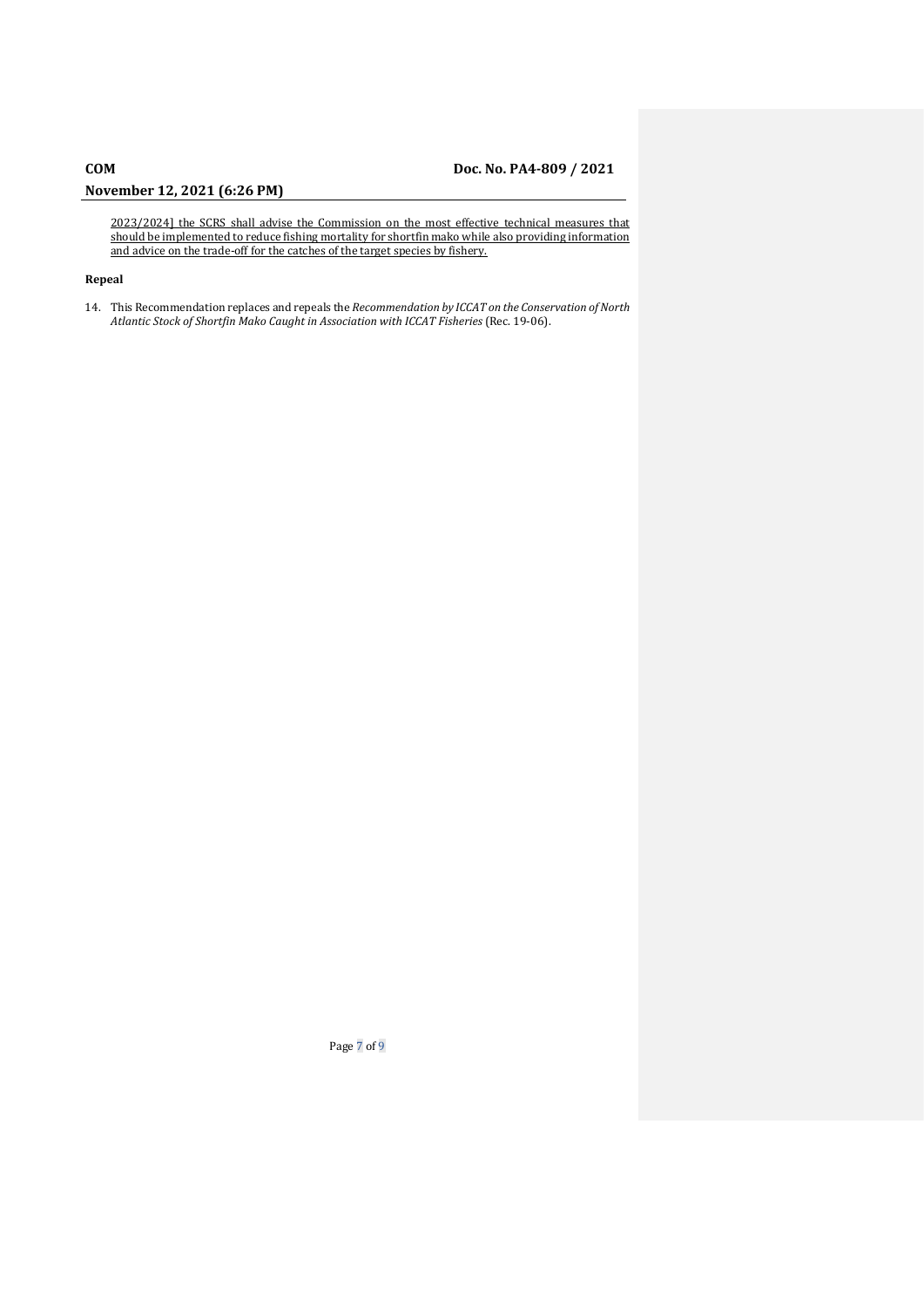2023/2024] the SCRS shall advise the Commission on the most effective technical measures that should be implemented to reduce fishing mortality for shortfin mako while also providing information and advice on the trade-off for the catches of the target species by fishery.

**Repeal**

14. This Recommendation replaces and repeals the *Recommendation by ICCAT on the Conservation of North Atlantic Stock of Shortfin Mako Caught in Association with ICCAT Fisheries* (Rec. 19-06).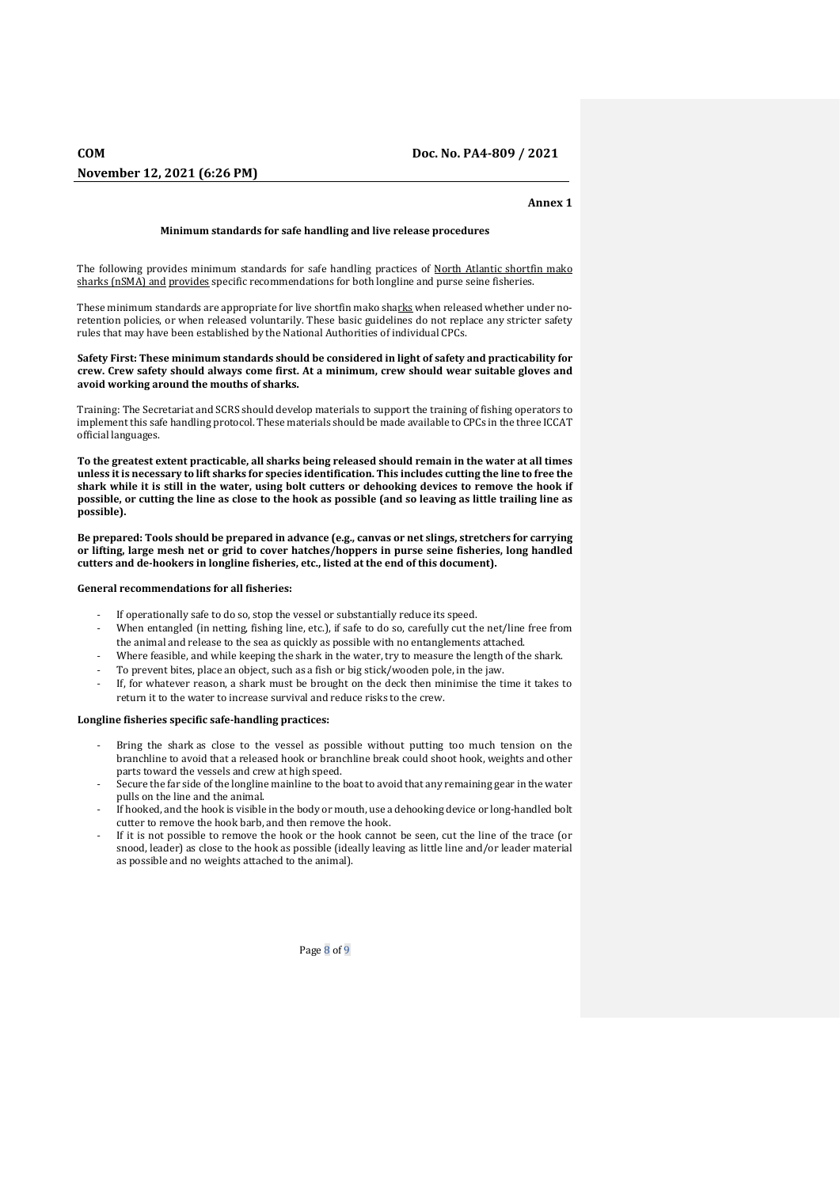**Annex 1**

**Minimum standards for safe handling and live release procedures**

The following provides minimum standards for safe handling practices of North Atlantic shortfin mako sharks (nSMA) and provides specific recommendations for both longline and purse seine fisheries.

These minimum standards are appropriate for live shortfin mako sharks when released whether under no-retention policies, or when released voluntarily. These basic guidelines do not replace any stricter safety rules that may have been established by the National Authorities of individual CPCs.

**Safety First: These minimum standards should be considered in light of safety and practicability for crew. Crew safety should always come first. At a minimum, crew should wear suitable gloves and avoid working around the mouths of sharks.**

Training: The Secretariat and SCRS should develop materials to support the training of fishing operators to implement this safe handling protocol. These materials should be made available to CPCs in the three ICCAT official languages.

**To the greatest extent practicable, all sharks being released should remain in the water at all times unless it is necessary to lift sharks for species identification. This includes cutting the line to free the shark while it is still in the water, using bolt cutters or dehooking devices to remove the hook if possible, or cutting the line as close to the hook as possible (and so leaving as little trailing line as possible).**

**Be prepared: Tools should be prepared in advance (e.g., canvas or net slings, stretchers for carrying or lifting, large mesh net or grid to cover hatches/hoppers in purse seine fisheries, long handled cutters and de-hookers in longline fisheries, etc., listed at the end of this document).**

**General recommendations for all fisheries:**

- If operationally safe to do so, stop the vessel or substantially reduce its speed.
- When entangled (in netting, fishing line, etc.), if safe to do so, carefully cut the net/line free from the animal and release to the sea as quickly as possible with no entanglements attached.
- Where feasible, and while keeping the shark in the water, try to measure the length of the shark.
- To prevent bites, place an object, such as a fish or big stick/wooden pole, in the jaw.
- If, for whatever reason, a shark must be brought on the deck then minimise the time it takes to return it to the water to increase survival and reduce risks to the crew.

**Longline fisheries specific safe-handling practices:**

- Bring the shark as close to the vessel as possible without putting too much tension on the branchline to avoid that a released hook or branchline break could shoot hook, weights and other parts toward the vessels and crew at high speed.
- Secure the far side of the longline mainline to the boat to avoid that any remaining gear in the water pulls on the line and the animal.
- If hooked, and the hook is visible in the body or mouth, use a dehooking device or long-handled bolt cutter to remove the hook barb, and then remove the hook.
- If it is not possible to remove the hook or the hook cannot be seen, cut the line of the trace (or snood, leader) as close to the hook as possible (ideally leaving as little line and/or leader material as possible and no weights attached to the animal).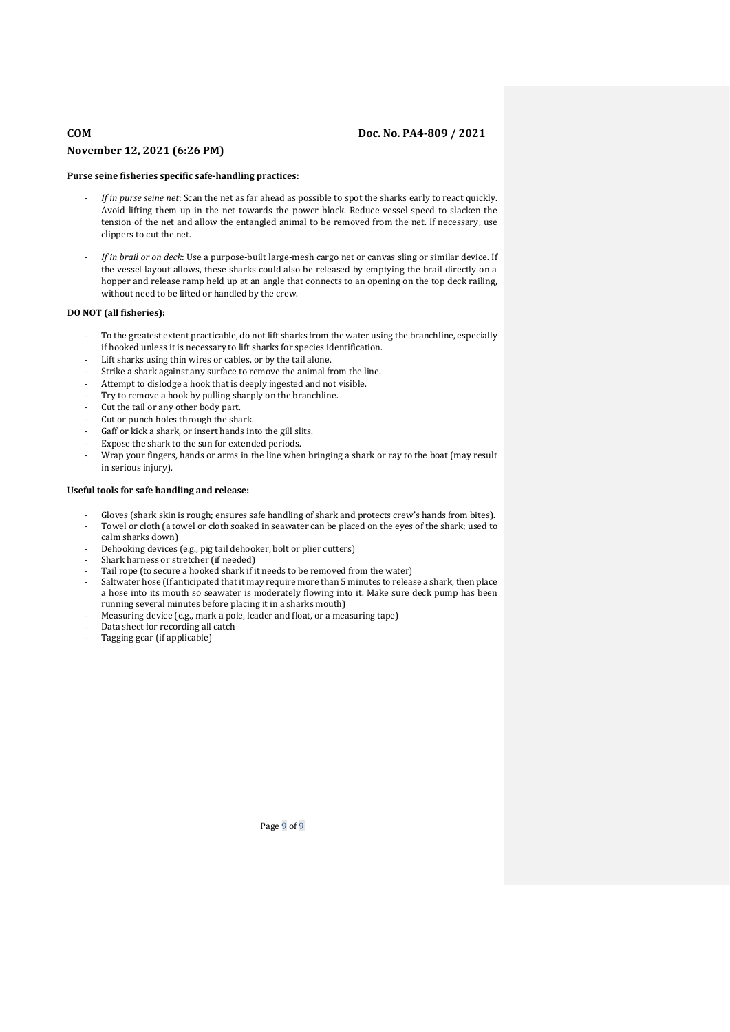**Purse seine fisheries specific safe-handling practices:**

- *If in purse seine net*: Scan the net as far ahead as possible to spot the sharks early to react quickly. Avoid lifting them up in the net towards the power block. Reduce vessel speed to slacken the tension of the net and allow the entangled animal to be removed from the net. If necessary, use clippers to cut the net.
- *If in brail or on deck*: Use a purpose-built large-mesh cargo net or canvas sling or similar device. If the vessel layout allows, these sharks could also be released by emptying the brail directly on a hopper and release ramp held up at an angle that connects to an opening on the top deck railing, without need to be lifted or handled by the crew.

**DO NOT (all fisheries):**

- To the greatest extent practicable, do not lift sharks from the water using the branchline, especially if hooked unless it is necessary to lift sharks for species identification.
- Lift sharks using thin wires or cables, or by the tail alone.
- Strike a shark against any surface to remove the animal from the line.
- Attempt to dislodge a hook that is deeply ingested and not visible.
- Try to remove a hook by pulling sharply on the branchline.
- Cut the tail or any other body part.
- Cut or punch holes through the shark.
- Gaff or kick a shark, or insert hands into the gill slits.
- Expose the shark to the sun for extended periods.
- Wrap your fingers, hands or arms in the line when bringing a shark or ray to the boat (may result in serious injury).

**Useful tools for safe handling and release:**

- Gloves (shark skin is rough; ensures safe handling of shark and protects crew's hands from bites).
- Towel or cloth (a towel or cloth soaked in seawater can be placed on the eyes of the shark; used to calm sharks down)
- Dehooking devices (e.g., pig tail dehooker, bolt or plier cutters)
- Shark harness or stretcher (if needed)
- Tail rope (to secure a hooked shark if it needs to be removed from the water)
- Saltwater hose (If anticipated that it may require more than 5 minutes to release a shark, then place a hose into its mouth so seawater is moderately flowing into it. Make sure deck pump has been running several minutes before placing it in a sharks mouth)
- Measuring device (e.g., mark a pole, leader and float, or a measuring tape)
- Data sheet for recording all catch
- Tagging gear (if applicable)